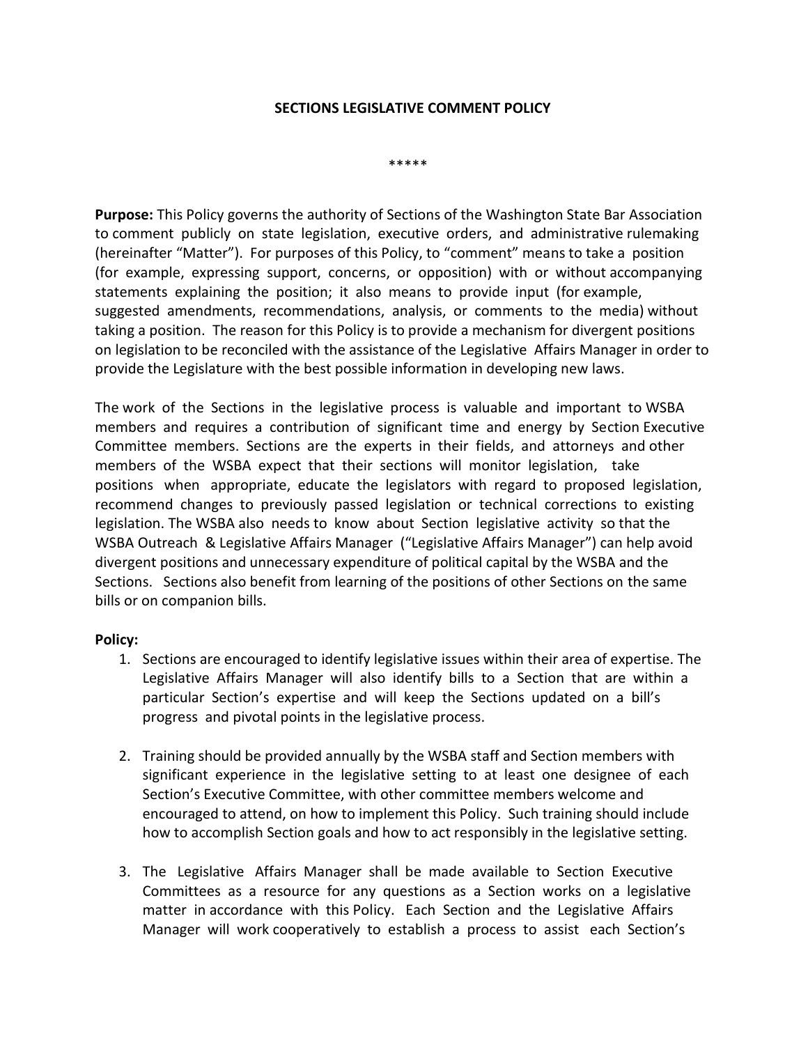# SECTIONS LEGISLATIVE COMMENT POLICY

*****

**Purpose:** This Policy governs the authority of Sections of the Washington State Bar Association to comment publicly on state legislation, executive orders, and administrative rulemaking (hereinafter "Matter"). For purposes of this Policy, to "comment" means to take a position (for example, expressing support, concerns, or opposition) with or without accompanying statements explaining the position; it also means to provide input (for example, suggested amendments, recommendations, analysis, or comments to the media) without taking a position. The reason for this Policy is to provide a mechanism for divergent positions on legislation to be reconciled with the assistance of the Legislative Affairs Manager in order to provide the Legislature with the best possible information in developing new laws.

The work of the Sections in the legislative process is valuable and important to WSBA members and requires a contribution of significant time and energy by Section Executive Committee members. Sections are the experts in their fields, and attorneys and other members of the WSBA expect that their sections will monitor legislation, take positions when appropriate, educate the legislators with regard to proposed legislation, recommend changes to previously passed legislation or technical corrections to existing legislation. The WSBA also needs to know about Section legislative activity so that the WSBA Outreach & Legislative Affairs Manager ("Legislative Affairs Manager") can help avoid divergent positions and unnecessary expenditure of political capital by the WSBA and the Sections. Sections also benefit from learning of the positions of other Sections on the same bills or on companion bills.

**Policy:**

1. Sections are encouraged to identify legislative issues within their area of expertise. The Legislative Affairs Manager will also identify bills to a Section that are within a particular Section's expertise and will keep the Sections updated on a bill's progress and pivotal points in the legislative process.

2. Training should be provided annually by the WSBA staff and Section members with significant experience in the legislative setting to at least one designee of each Section's Executive Committee, with other committee members welcome and encouraged to attend, on how to implement this Policy. Such training should include how to accomplish Section goals and how to act responsibly in the legislative setting.

3. The Legislative Affairs Manager shall be made available to Section Executive Committees as a resource for any questions as a Section works on a legislative matter in accordance with this Policy. Each Section and the Legislative Affairs Manager will work cooperatively to establish a process to assist each Section's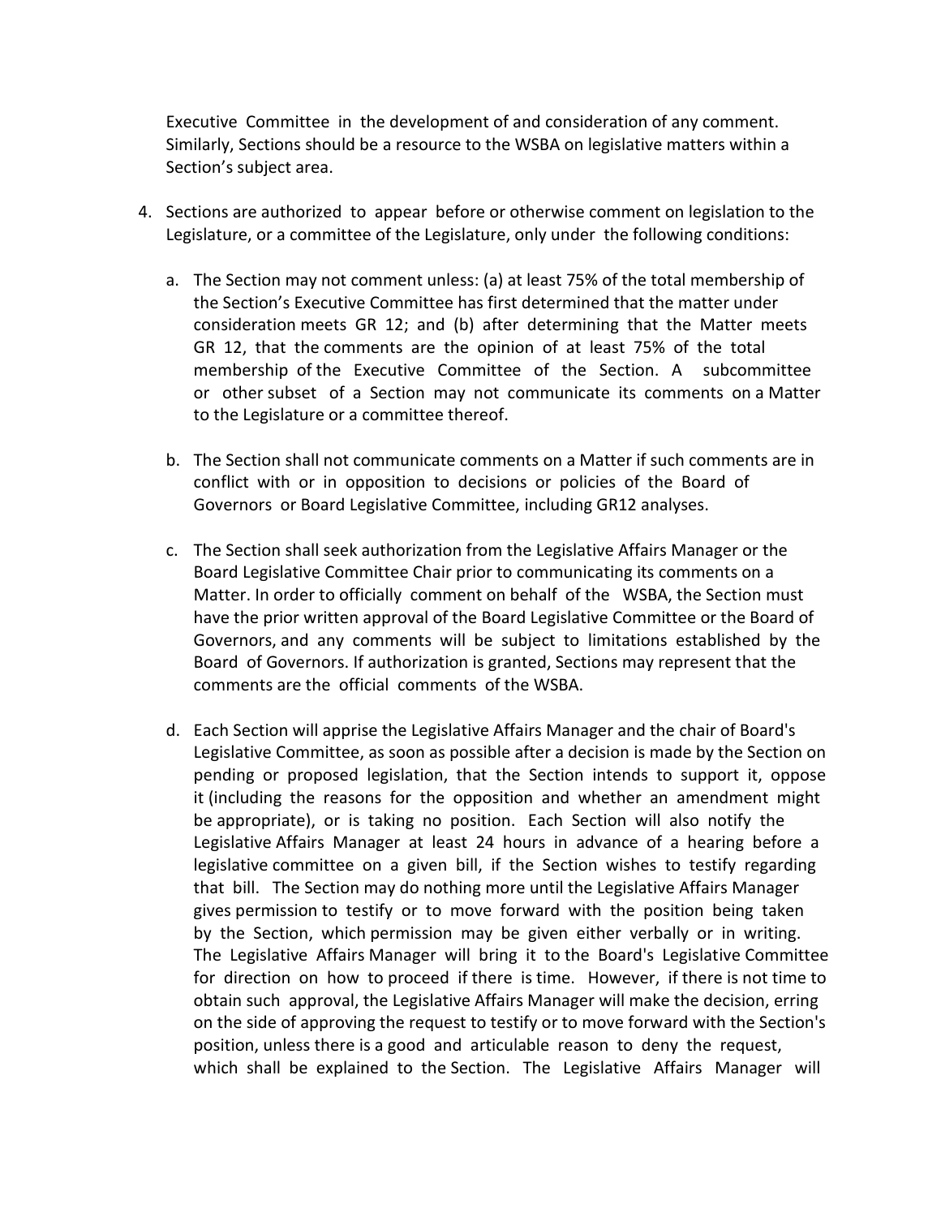Executive Committee in the development of and consideration of any comment. Similarly, Sections should be a resource to the WSBA on legislative matters within a Section's subject area.

4. Sections are authorized to appear before or otherwise comment on legislation to the Legislature, or a committee of the Legislature, only under the following conditions:

   a. The Section may not comment unless: (a) at least 75% of the total membership of the Section's Executive Committee has first determined that the matter under consideration meets GR 12; and (b) after determining that the Matter meets GR 12, that the comments are the opinion of at least 75% of the total membership of the Executive Committee of the Section. A subcommittee or other subset of a Section may not communicate its comments on a Matter to the Legislature or a committee thereof.

   b. The Section shall not communicate comments on a Matter if such comments are in conflict with or in opposition to decisions or policies of the Board of Governors or Board Legislative Committee, including GR12 analyses.

   c. The Section shall seek authorization from the Legislative Affairs Manager or the Board Legislative Committee Chair prior to communicating its comments on a Matter. In order to officially comment on behalf of the WSBA, the Section must have the prior written approval of the Board Legislative Committee or the Board of Governors, and any comments will be subject to limitations established by the Board of Governors. If authorization is granted, Sections may represent that the comments are the official comments of the WSBA.

   d. Each Section will apprise the Legislative Affairs Manager and the chair of Board's Legislative Committee, as soon as possible after a decision is made by the Section on pending or proposed legislation, that the Section intends to support it, oppose it (including the reasons for the opposition and whether an amendment might be appropriate), or is taking no position. Each Section will also notify the Legislative Affairs Manager at least 24 hours in advance of a hearing before a legislative committee on a given bill, if the Section wishes to testify regarding that bill. The Section may do nothing more until the Legislative Affairs Manager gives permission to testify or to move forward with the position being taken by the Section, which permission may be given either verbally or in writing. The Legislative Affairs Manager will bring it to the Board's Legislative Committee for direction on how to proceed if there is time. However, if there is not time to obtain such approval, the Legislative Affairs Manager will make the decision, erring on the side of approving the request to testify or to move forward with the Section's position, unless there is a good and articulable reason to deny the request, which shall be explained to the Section. The Legislative Affairs Manager will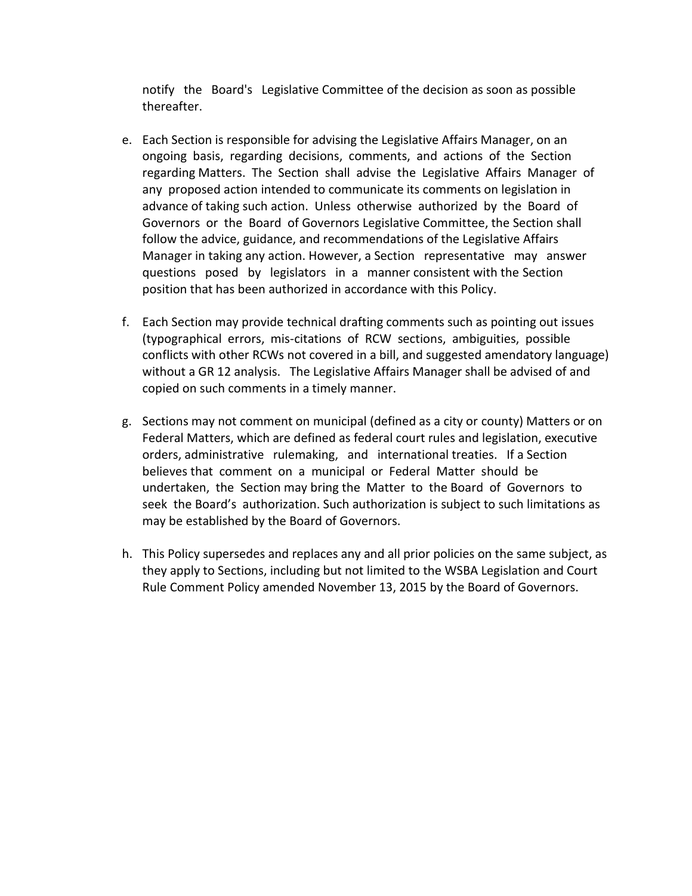notify the Board's Legislative Committee of the decision as soon as possible thereafter.

e. Each Section is responsible for advising the Legislative Affairs Manager, on an ongoing basis, regarding decisions, comments, and actions of the Section regarding Matters. The Section shall advise the Legislative Affairs Manager of any proposed action intended to communicate its comments on legislation in advance of taking such action. Unless otherwise authorized by the Board of Governors or the Board of Governors Legislative Committee, the Section shall follow the advice, guidance, and recommendations of the Legislative Affairs Manager in taking any action. However, a Section representative may answer questions posed by legislators in a manner consistent with the Section position that has been authorized in accordance with this Policy.

f. Each Section may provide technical drafting comments such as pointing out issues (typographical errors, mis-citations of RCW sections, ambiguities, possible conflicts with other RCWs not covered in a bill, and suggested amendatory language) without a GR 12 analysis. The Legislative Affairs Manager shall be advised of and copied on such comments in a timely manner.

g. Sections may not comment on municipal (defined as a city or county) Matters or on Federal Matters, which are defined as federal court rules and legislation, executive orders, administrative rulemaking, and international treaties. If a Section believes that comment on a municipal or Federal Matter should be undertaken, the Section may bring the Matter to the Board of Governors to seek the Board's authorization. Such authorization is subject to such limitations as may be established by the Board of Governors.

h. This Policy supersedes and replaces any and all prior policies on the same subject, as they apply to Sections, including but not limited to the WSBA Legislation and Court Rule Comment Policy amended November 13, 2015 by the Board of Governors.